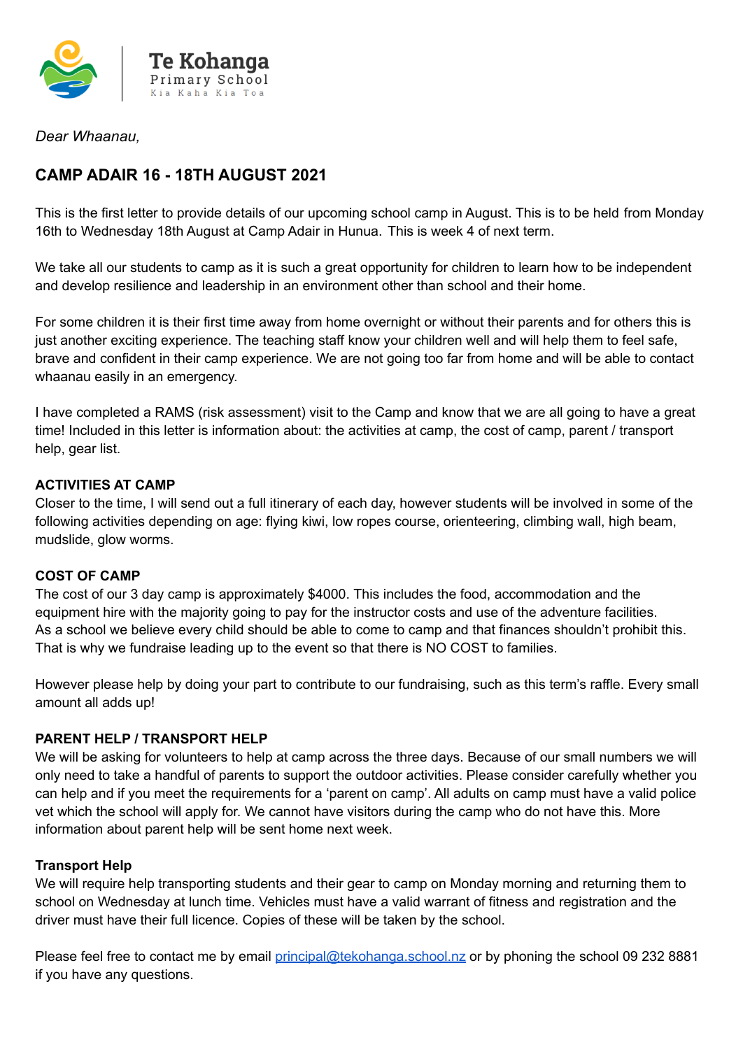Te Kohanga
Primary School
Kia Kaha Kia Toa

*Dear Whaanau,*

## CAMP ADAIR 16 - 18TH AUGUST 2021

This is the first letter to provide details of our upcoming school camp in August. This is to be held from Monday 16th to Wednesday 18th August at Camp Adair in Hunua. This is week 4 of next term.

We take all our students to camp as it is such a great opportunity for children to learn how to be independent and develop resilience and leadership in an environment other than school and their home.

For some children it is their first time away from home overnight or without their parents and for others this is just another exciting experience. The teaching staff know your children well and will help them to feel safe, brave and confident in their camp experience. We are not going too far from home and will be able to contact whaanau easily in an emergency.

I have completed a RAMS (risk assessment) visit to the Camp and know that we are all going to have a great time! Included in this letter is information about: the activities at camp, the cost of camp, parent / transport help, gear list.

**ACTIVITIES AT CAMP**
Closer to the time, I will send out a full itinerary of each day, however students will be involved in some of the following activities depending on age: flying kiwi, low ropes course, orienteering, climbing wall, high beam, mudslide, glow worms.

**COST OF CAMP**
The cost of our 3 day camp is approximately $4000. This includes the food, accommodation and the equipment hire with the majority going to pay for the instructor costs and use of the adventure facilities. As a school we believe every child should be able to come to camp and that finances shouldn't prohibit this. That is why we fundraise leading up to the event so that there is NO COST to families.

However please help by doing your part to contribute to our fundraising, such as this term's raffle. Every small amount all adds up!

**PARENT HELP / TRANSPORT HELP**
We will be asking for volunteers to help at camp across the three days. Because of our small numbers we will only need to take a handful of parents to support the outdoor activities. Please consider carefully whether you can help and if you meet the requirements for a 'parent on camp'. All adults on camp must have a valid police vet which the school will apply for. We cannot have visitors during the camp who do not have this. More information about parent help will be sent home next week.

**Transport Help**
We will require help transporting students and their gear to camp on Monday morning and returning them to school on Wednesday at lunch time. Vehicles must have a valid warrant of fitness and registration and the driver must have their full licence. Copies of these will be taken by the school.

Please feel free to contact me by email [principal@tekohanga.school.nz](mailto:principal@tekohanga.school.nz) or by phoning the school 09 232 8881 if you have any questions.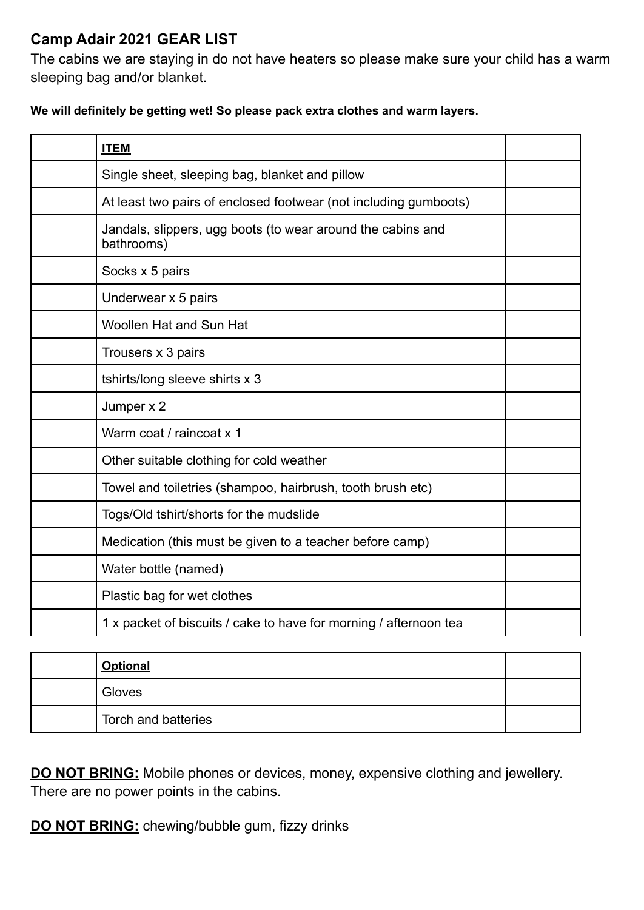## Camp Adair 2021 GEAR LIST

The cabins we are staying in do not have heaters so please make sure your child has a warm sleeping bag and/or blanket.

**We will definitely be getting wet! So please pack extra clothes and warm layers.**

| | **ITEM** | |
|---|---|---|
| | Single sheet, sleeping bag, blanket and pillow | |
| | At least two pairs of enclosed footwear (not including gumboots) | |
| | Jandals, slippers, ugg boots (to wear around the cabins and bathrooms) | |
| | Socks x 5 pairs | |
| | Underwear x 5 pairs | |
| | Woollen Hat and Sun Hat | |
| | Trousers x 3 pairs | |
| | tshirts/long sleeve shirts x 3 | |
| | Jumper x 2 | |
| | Warm coat / raincoat x 1 | |
| | Other suitable clothing for cold weather | |
| | Towel and toiletries (shampoo, hairbrush, tooth brush etc) | |
| | Togs/Old tshirt/shorts for the mudslide | |
| | Medication (this must be given to a teacher before camp) | |
| | Water bottle (named) | |
| | Plastic bag for wet clothes | |
| | 1 x packet of biscuits / cake to have for morning / afternoon tea | |

| | **Optional** | |
|---|---|---|
| | Gloves | |
| | Torch and batteries | |

**DO NOT BRING:** Mobile phones or devices, money, expensive clothing and jewellery. There are no power points in the cabins.

**DO NOT BRING:** chewing/bubble gum, fizzy drinks